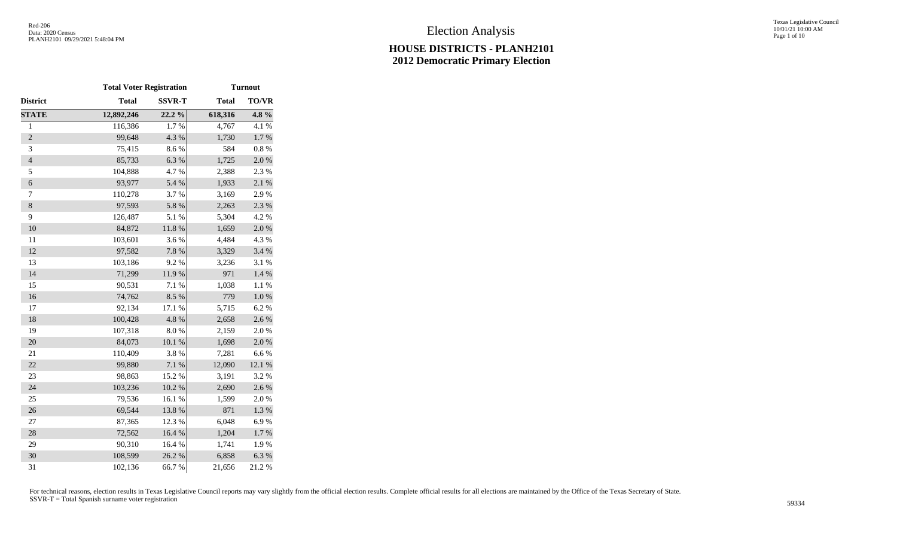# Election Analysis

## HOUSE DISTRICTS - PLANH2101
## 2012 Democratic Primary Election

| | Total Voter Registration | | Turnout | |
|---|---|---|---|---|
| District | Total | SSVR-T | Total | TO/VR |
| **STATE** | **12,892,246** | **22.2 %** | **618,316** | **4.8 %** |
| 1 | 116,386 | 1.7 % | 4,767 | 4.1 % |
| 2 | 99,648 | 4.3 % | 1,730 | 1.7 % |
| 3 | 75,415 | 8.6 % | 584 | 0.8 % |
| 4 | 85,733 | 6.3 % | 1,725 | 2.0 % |
| 5 | 104,888 | 4.7 % | 2,388 | 2.3 % |
| 6 | 93,977 | 5.4 % | 1,933 | 2.1 % |
| 7 | 110,278 | 3.7 % | 3,169 | 2.9 % |
| 8 | 97,593 | 5.8 % | 2,263 | 2.3 % |
| 9 | 126,487 | 5.1 % | 5,304 | 4.2 % |
| 10 | 84,872 | 11.8 % | 1,659 | 2.0 % |
| 11 | 103,601 | 3.6 % | 4,484 | 4.3 % |
| 12 | 97,582 | 7.8 % | 3,329 | 3.4 % |
| 13 | 103,186 | 9.2 % | 3,236 | 3.1 % |
| 14 | 71,299 | 11.9 % | 971 | 1.4 % |
| 15 | 90,531 | 7.1 % | 1,038 | 1.1 % |
| 16 | 74,762 | 8.5 % | 779 | 1.0 % |
| 17 | 92,134 | 17.1 % | 5,715 | 6.2 % |
| 18 | 100,428 | 4.8 % | 2,658 | 2.6 % |
| 19 | 107,318 | 8.0 % | 2,159 | 2.0 % |
| 20 | 84,073 | 10.1 % | 1,698 | 2.0 % |
| 21 | 110,409 | 3.8 % | 7,281 | 6.6 % |
| 22 | 99,880 | 7.1 % | 12,090 | 12.1 % |
| 23 | 98,863 | 15.2 % | 3,191 | 3.2 % |
| 24 | 103,236 | 10.2 % | 2,690 | 2.6 % |
| 25 | 79,536 | 16.1 % | 1,599 | 2.0 % |
| 26 | 69,544 | 13.8 % | 871 | 1.3 % |
| 27 | 87,365 | 12.3 % | 6,048 | 6.9 % |
| 28 | 72,562 | 16.4 % | 1,204 | 1.7 % |
| 29 | 90,310 | 16.4 % | 1,741 | 1.9 % |
| 30 | 108,599 | 26.2 % | 6,858 | 6.3 % |
| 31 | 102,136 | 66.7 % | 21,656 | 21.2 % |

For technical reasons, election results in Texas Legislative Council reports may vary slightly from the official election results. Complete official results for all elections are maintained by the Office of the Texas Secretary of State.
SSVR-T = Total Spanish surname voter registration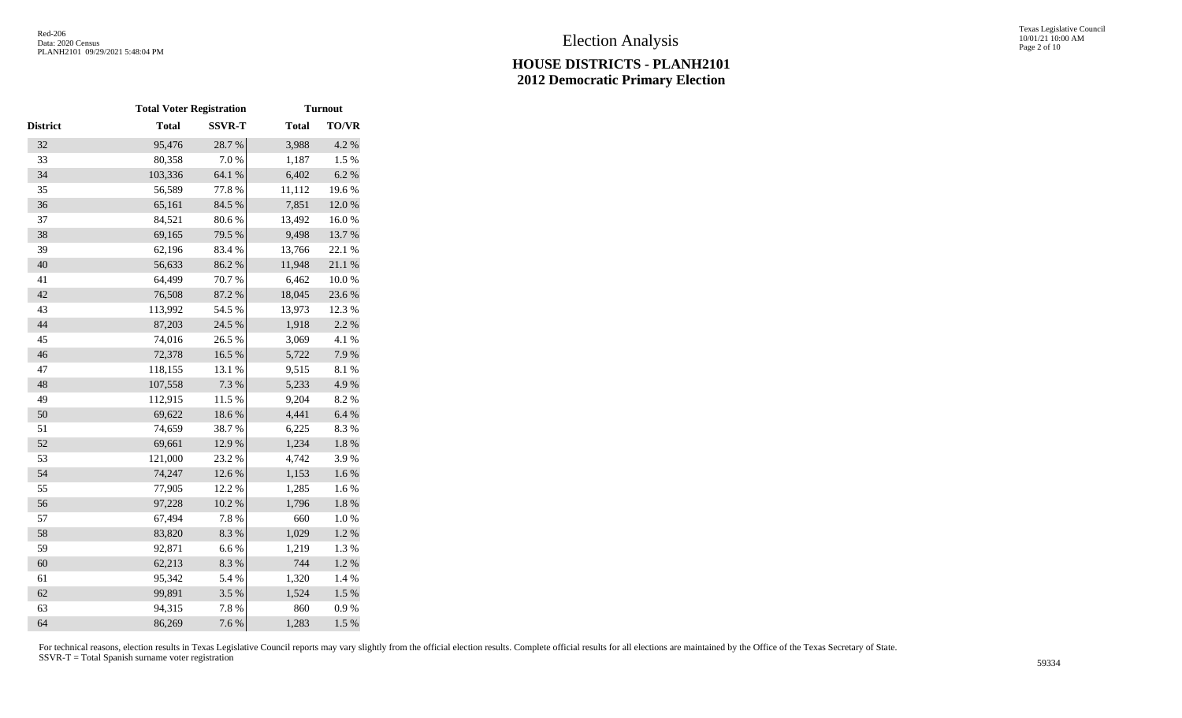# Election Analysis

## HOUSE DISTRICTS - PLANH2101
## 2012 Democratic Primary Election

| | Total Voter Registration | | Turnout | |
|---|---|---|---|---|
| District | Total | SSVR-T | Total | TO/VR |
| 32 | 95,476 | 28.7 % | 3,988 | 4.2 % |
| 33 | 80,358 | 7.0 % | 1,187 | 1.5 % |
| 34 | 103,336 | 64.1 % | 6,402 | 6.2 % |
| 35 | 56,589 | 77.8 % | 11,112 | 19.6 % |
| 36 | 65,161 | 84.5 % | 7,851 | 12.0 % |
| 37 | 84,521 | 80.6 % | 13,492 | 16.0 % |
| 38 | 69,165 | 79.5 % | 9,498 | 13.7 % |
| 39 | 62,196 | 83.4 % | 13,766 | 22.1 % |
| 40 | 56,633 | 86.2 % | 11,948 | 21.1 % |
| 41 | 64,499 | 70.7 % | 6,462 | 10.0 % |
| 42 | 76,508 | 87.2 % | 18,045 | 23.6 % |
| 43 | 113,992 | 54.5 % | 13,973 | 12.3 % |
| 44 | 87,203 | 24.5 % | 1,918 | 2.2 % |
| 45 | 74,016 | 26.5 % | 3,069 | 4.1 % |
| 46 | 72,378 | 16.5 % | 5,722 | 7.9 % |
| 47 | 118,155 | 13.1 % | 9,515 | 8.1 % |
| 48 | 107,558 | 7.3 % | 5,233 | 4.9 % |
| 49 | 112,915 | 11.5 % | 9,204 | 8.2 % |
| 50 | 69,622 | 18.6 % | 4,441 | 6.4 % |
| 51 | 74,659 | 38.7 % | 6,225 | 8.3 % |
| 52 | 69,661 | 12.9 % | 1,234 | 1.8 % |
| 53 | 121,000 | 23.2 % | 4,742 | 3.9 % |
| 54 | 74,247 | 12.6 % | 1,153 | 1.6 % |
| 55 | 77,905 | 12.2 % | 1,285 | 1.6 % |
| 56 | 97,228 | 10.2 % | 1,796 | 1.8 % |
| 57 | 67,494 | 7.8 % | 660 | 1.0 % |
| 58 | 83,820 | 8.3 % | 1,029 | 1.2 % |
| 59 | 92,871 | 6.6 % | 1,219 | 1.3 % |
| 60 | 62,213 | 8.3 % | 744 | 1.2 % |
| 61 | 95,342 | 5.4 % | 1,320 | 1.4 % |
| 62 | 99,891 | 3.5 % | 1,524 | 1.5 % |
| 63 | 94,315 | 7.8 % | 860 | 0.9 % |
| 64 | 86,269 | 7.6 % | 1,283 | 1.5 % |

For technical reasons, election results in Texas Legislative Council reports may vary slightly from the official election results. Complete official results for all elections are maintained by the Office of the Texas Secretary of State.
SSVR-T = Total Spanish surname voter registration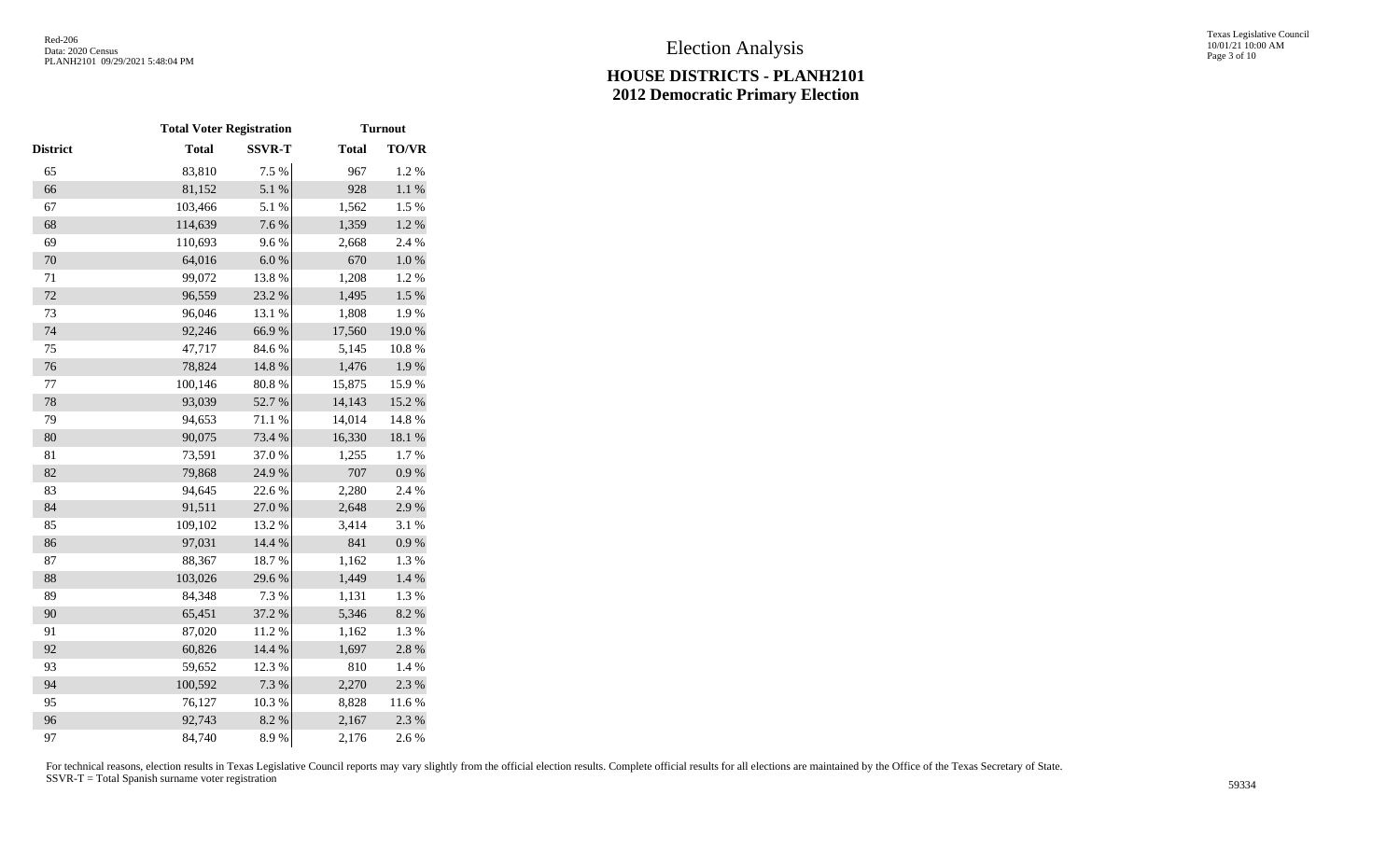# Election Analysis

## HOUSE DISTRICTS - PLANH2101
## 2012 Democratic Primary Election

| | Total Voter Registration | | Turnout | |
|---|---|---|---|---|
| District | Total | SSVR-T | Total | TO/VR |
| 65 | 83,810 | 7.5 % | 967 | 1.2 % |
| 66 | 81,152 | 5.1 % | 928 | 1.1 % |
| 67 | 103,466 | 5.1 % | 1,562 | 1.5 % |
| 68 | 114,639 | 7.6 % | 1,359 | 1.2 % |
| 69 | 110,693 | 9.6 % | 2,668 | 2.4 % |
| 70 | 64,016 | 6.0 % | 670 | 1.0 % |
| 71 | 99,072 | 13.8 % | 1,208 | 1.2 % |
| 72 | 96,559 | 23.2 % | 1,495 | 1.5 % |
| 73 | 96,046 | 13.1 % | 1,808 | 1.9 % |
| 74 | 92,246 | 66.9 % | 17,560 | 19.0 % |
| 75 | 47,717 | 84.6 % | 5,145 | 10.8 % |
| 76 | 78,824 | 14.8 % | 1,476 | 1.9 % |
| 77 | 100,146 | 80.8 % | 15,875 | 15.9 % |
| 78 | 93,039 | 52.7 % | 14,143 | 15.2 % |
| 79 | 94,653 | 71.1 % | 14,014 | 14.8 % |
| 80 | 90,075 | 73.4 % | 16,330 | 18.1 % |
| 81 | 73,591 | 37.0 % | 1,255 | 1.7 % |
| 82 | 79,868 | 24.9 % | 707 | 0.9 % |
| 83 | 94,645 | 22.6 % | 2,280 | 2.4 % |
| 84 | 91,511 | 27.0 % | 2,648 | 2.9 % |
| 85 | 109,102 | 13.2 % | 3,414 | 3.1 % |
| 86 | 97,031 | 14.4 % | 841 | 0.9 % |
| 87 | 88,367 | 18.7 % | 1,162 | 1.3 % |
| 88 | 103,026 | 29.6 % | 1,449 | 1.4 % |
| 89 | 84,348 | 7.3 % | 1,131 | 1.3 % |
| 90 | 65,451 | 37.2 % | 5,346 | 8.2 % |
| 91 | 87,020 | 11.2 % | 1,162 | 1.3 % |
| 92 | 60,826 | 14.4 % | 1,697 | 2.8 % |
| 93 | 59,652 | 12.3 % | 810 | 1.4 % |
| 94 | 100,592 | 7.3 % | 2,270 | 2.3 % |
| 95 | 76,127 | 10.3 % | 8,828 | 11.6 % |
| 96 | 92,743 | 8.2 % | 2,167 | 2.3 % |
| 97 | 84,740 | 8.9 % | 2,176 | 2.6 % |

For technical reasons, election results in Texas Legislative Council reports may vary slightly from the official election results. Complete official results for all elections are maintained by the Office of the Texas Secretary of State.
SSVR-T = Total Spanish surname voter registration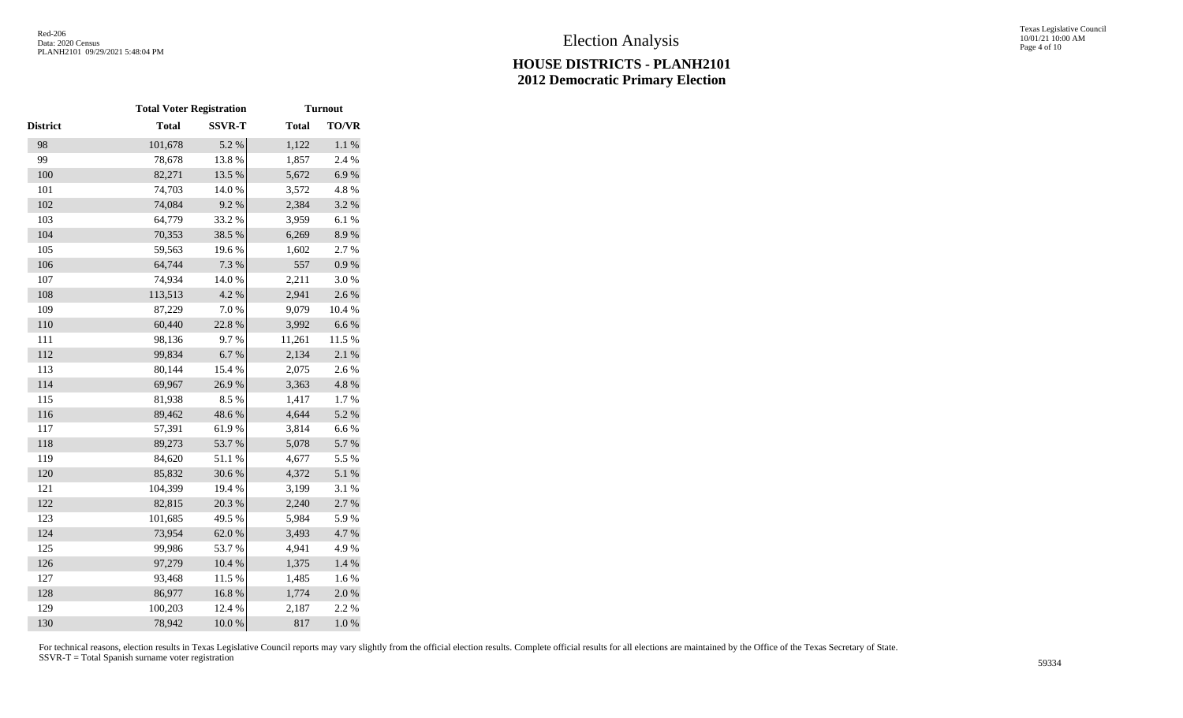# Election Analysis

## HOUSE DISTRICTS - PLANH2101
## 2012 Democratic Primary Election

| | Total Voter Registration | | Turnout | |
|---|---|---|---|---|
| District | Total | SSVR-T | Total | TO/VR |
| 98 | 101,678 | 5.2 % | 1,122 | 1.1 % |
| 99 | 78,678 | 13.8 % | 1,857 | 2.4 % |
| 100 | 82,271 | 13.5 % | 5,672 | 6.9 % |
| 101 | 74,703 | 14.0 % | 3,572 | 4.8 % |
| 102 | 74,084 | 9.2 % | 2,384 | 3.2 % |
| 103 | 64,779 | 33.2 % | 3,959 | 6.1 % |
| 104 | 70,353 | 38.5 % | 6,269 | 8.9 % |
| 105 | 59,563 | 19.6 % | 1,602 | 2.7 % |
| 106 | 64,744 | 7.3 % | 557 | 0.9 % |
| 107 | 74,934 | 14.0 % | 2,211 | 3.0 % |
| 108 | 113,513 | 4.2 % | 2,941 | 2.6 % |
| 109 | 87,229 | 7.0 % | 9,079 | 10.4 % |
| 110 | 60,440 | 22.8 % | 3,992 | 6.6 % |
| 111 | 98,136 | 9.7 % | 11,261 | 11.5 % |
| 112 | 99,834 | 6.7 % | 2,134 | 2.1 % |
| 113 | 80,144 | 15.4 % | 2,075 | 2.6 % |
| 114 | 69,967 | 26.9 % | 3,363 | 4.8 % |
| 115 | 81,938 | 8.5 % | 1,417 | 1.7 % |
| 116 | 89,462 | 48.6 % | 4,644 | 5.2 % |
| 117 | 57,391 | 61.9 % | 3,814 | 6.6 % |
| 118 | 89,273 | 53.7 % | 5,078 | 5.7 % |
| 119 | 84,620 | 51.1 % | 4,677 | 5.5 % |
| 120 | 85,832 | 30.6 % | 4,372 | 5.1 % |
| 121 | 104,399 | 19.4 % | 3,199 | 3.1 % |
| 122 | 82,815 | 20.3 % | 2,240 | 2.7 % |
| 123 | 101,685 | 49.5 % | 5,984 | 5.9 % |
| 124 | 73,954 | 62.0 % | 3,493 | 4.7 % |
| 125 | 99,986 | 53.7 % | 4,941 | 4.9 % |
| 126 | 97,279 | 10.4 % | 1,375 | 1.4 % |
| 127 | 93,468 | 11.5 % | 1,485 | 1.6 % |
| 128 | 86,977 | 16.8 % | 1,774 | 2.0 % |
| 129 | 100,203 | 12.4 % | 2,187 | 2.2 % |
| 130 | 78,942 | 10.0 % | 817 | 1.0 % |

For technical reasons, election results in Texas Legislative Council reports may vary slightly from the official election results. Complete official results for all elections are maintained by the Office of the Texas Secretary of State.
SSVR-T = Total Spanish surname voter registration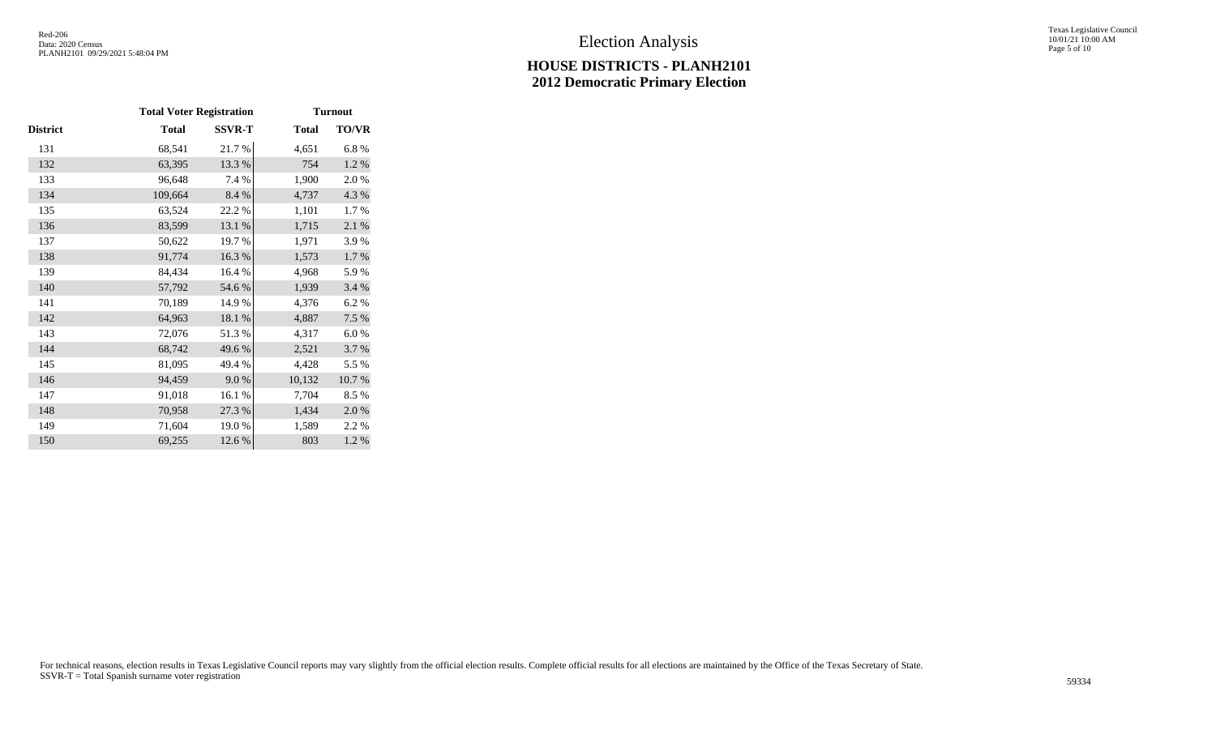# Election Analysis

## HOUSE DISTRICTS - PLANH2101
## 2012 Democratic Primary Election

| District | Total Voter Registration | | Turnout | |
|---|---|---|---|---|
| | Total | SSVR-T | Total | TO/VR |
| 131 | 68,541 | 21.7 % | 4,651 | 6.8 % |
| 132 | 63,395 | 13.3 % | 754 | 1.2 % |
| 133 | 96,648 | 7.4 % | 1,900 | 2.0 % |
| 134 | 109,664 | 8.4 % | 4,737 | 4.3 % |
| 135 | 63,524 | 22.2 % | 1,101 | 1.7 % |
| 136 | 83,599 | 13.1 % | 1,715 | 2.1 % |
| 137 | 50,622 | 19.7 % | 1,971 | 3.9 % |
| 138 | 91,774 | 16.3 % | 1,573 | 1.7 % |
| 139 | 84,434 | 16.4 % | 4,968 | 5.9 % |
| 140 | 57,792 | 54.6 % | 1,939 | 3.4 % |
| 141 | 70,189 | 14.9 % | 4,376 | 6.2 % |
| 142 | 64,963 | 18.1 % | 4,887 | 7.5 % |
| 143 | 72,076 | 51.3 % | 4,317 | 6.0 % |
| 144 | 68,742 | 49.6 % | 2,521 | 3.7 % |
| 145 | 81,095 | 49.4 % | 4,428 | 5.5 % |
| 146 | 94,459 | 9.0 % | 10,132 | 10.7 % |
| 147 | 91,018 | 16.1 % | 7,704 | 8.5 % |
| 148 | 70,958 | 27.3 % | 1,434 | 2.0 % |
| 149 | 71,604 | 19.0 % | 1,589 | 2.2 % |
| 150 | 69,255 | 12.6 % | 803 | 1.2 % |

For technical reasons, election results in Texas Legislative Council reports may vary slightly from the official election results. Complete official results for all elections are maintained by the Office of the Texas Secretary of State.
SSVR-T = Total Spanish surname voter registration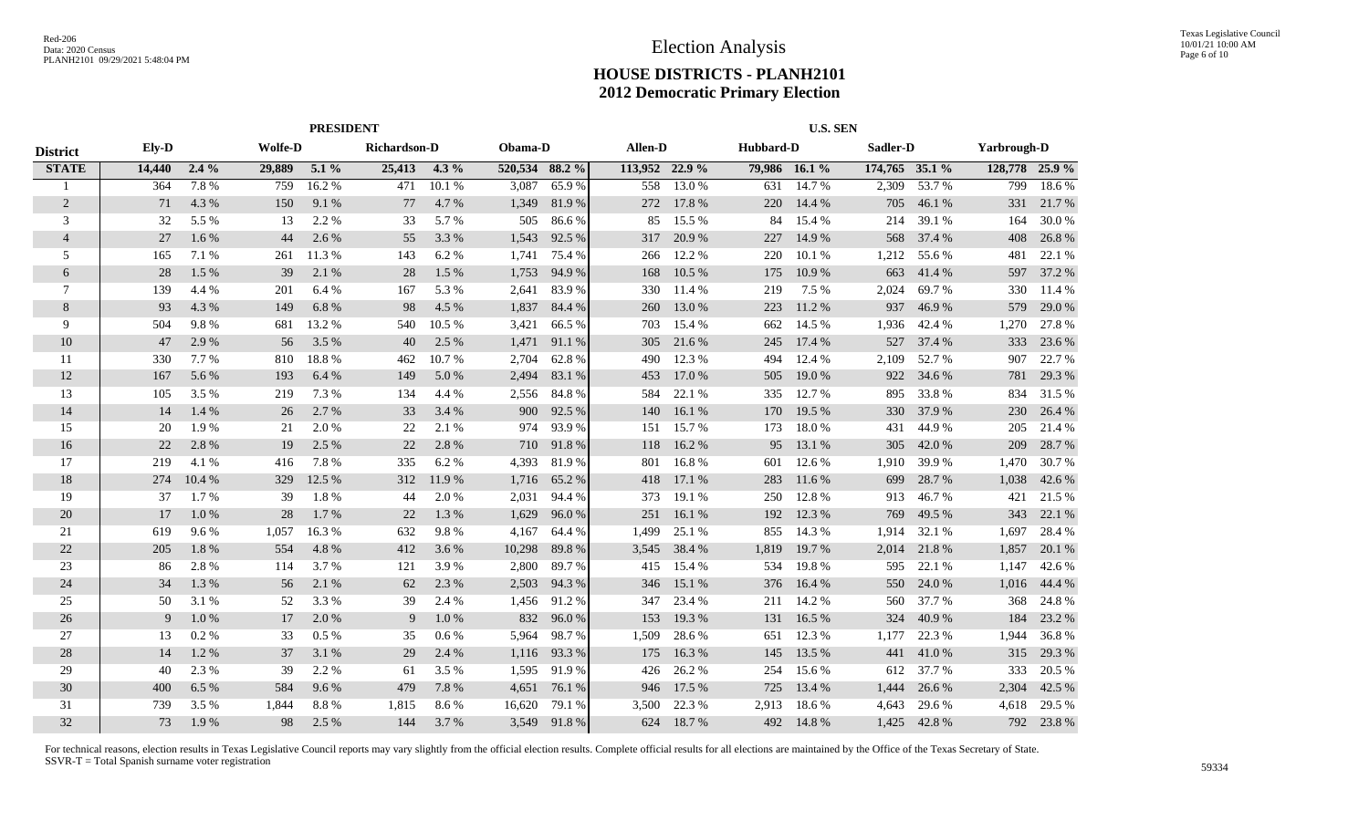# Election Analysis

## HOUSE DISTRICTS - PLANH2101
## 2012 Democratic Primary Election

| | PRESIDENT | | | | | | | | U.S. SEN | | | | | | | |
|---|---|---|---|---|---|---|---|---|---|---|---|---|---|---|---|---|
| **District** | **Ely-D** | | **Wolfe-D** | | **Richardson-D** | | **Obama-D** | | **Allen-D** | | **Hubbard-D** | | **Sadler-D** | | **Yarbrough-D** | |
| **STATE** | **14,440** | **2.4 %** | **29,889** | **5.1 %** | **25,413** | **4.3 %** | **520,534** | **88.2 %** | **113,952** | **22.9 %** | **79,986** | **16.1 %** | **174,765** | **35.1 %** | **128,778** | **25.9 %** |
| 1 | 364 | 7.8 % | 759 | 16.2 % | 471 | 10.1 % | 3,087 | 65.9 % | 558 | 13.0 % | 631 | 14.7 % | 2,309 | 53.7 % | 799 | 18.6 % |
| 2 | 71 | 4.3 % | 150 | 9.1 % | 77 | 4.7 % | 1,349 | 81.9 % | 272 | 17.8 % | 220 | 14.4 % | 705 | 46.1 % | 331 | 21.7 % |
| 3 | 32 | 5.5 % | 13 | 2.2 % | 33 | 5.7 % | 505 | 86.6 % | 85 | 15.5 % | 84 | 15.4 % | 214 | 39.1 % | 164 | 30.0 % |
| 4 | 27 | 1.6 % | 44 | 2.6 % | 55 | 3.3 % | 1,543 | 92.5 % | 317 | 20.9 % | 227 | 14.9 % | 568 | 37.4 % | 408 | 26.8 % |
| 5 | 165 | 7.1 % | 261 | 11.3 % | 143 | 6.2 % | 1,741 | 75.4 % | 266 | 12.2 % | 220 | 10.1 % | 1,212 | 55.6 % | 481 | 22.1 % |
| 6 | 28 | 1.5 % | 39 | 2.1 % | 28 | 1.5 % | 1,753 | 94.9 % | 168 | 10.5 % | 175 | 10.9 % | 663 | 41.4 % | 597 | 37.2 % |
| 7 | 139 | 4.4 % | 201 | 6.4 % | 167 | 5.3 % | 2,641 | 83.9 % | 330 | 11.4 % | 219 | 7.5 % | 2,024 | 69.7 % | 330 | 11.4 % |
| 8 | 93 | 4.3 % | 149 | 6.8 % | 98 | 4.5 % | 1,837 | 84.4 % | 260 | 13.0 % | 223 | 11.2 % | 937 | 46.9 % | 579 | 29.0 % |
| 9 | 504 | 9.8 % | 681 | 13.2 % | 540 | 10.5 % | 3,421 | 66.5 % | 703 | 15.4 % | 662 | 14.5 % | 1,936 | 42.4 % | 1,270 | 27.8 % |
| 10 | 47 | 2.9 % | 56 | 3.5 % | 40 | 2.5 % | 1,471 | 91.1 % | 305 | 21.6 % | 245 | 17.4 % | 527 | 37.4 % | 333 | 23.6 % |
| 11 | 330 | 7.7 % | 810 | 18.8 % | 462 | 10.7 % | 2,704 | 62.8 % | 490 | 12.3 % | 494 | 12.4 % | 2,109 | 52.7 % | 907 | 22.7 % |
| 12 | 167 | 5.6 % | 193 | 6.4 % | 149 | 5.0 % | 2,494 | 83.1 % | 453 | 17.0 % | 505 | 19.0 % | 922 | 34.6 % | 781 | 29.3 % |
| 13 | 105 | 3.5 % | 219 | 7.3 % | 134 | 4.4 % | 2,556 | 84.8 % | 584 | 22.1 % | 335 | 12.7 % | 895 | 33.8 % | 834 | 31.5 % |
| 14 | 14 | 1.4 % | 26 | 2.7 % | 33 | 3.4 % | 900 | 92.5 % | 140 | 16.1 % | 170 | 19.5 % | 330 | 37.9 % | 230 | 26.4 % |
| 15 | 20 | 1.9 % | 21 | 2.0 % | 22 | 2.1 % | 974 | 93.9 % | 151 | 15.7 % | 173 | 18.0 % | 431 | 44.9 % | 205 | 21.4 % |
| 16 | 22 | 2.8 % | 19 | 2.5 % | 22 | 2.8 % | 710 | 91.8 % | 118 | 16.2 % | 95 | 13.1 % | 305 | 42.0 % | 209 | 28.7 % |
| 17 | 219 | 4.1 % | 416 | 7.8 % | 335 | 6.2 % | 4,393 | 81.9 % | 801 | 16.8 % | 601 | 12.6 % | 1,910 | 39.9 % | 1,470 | 30.7 % |
| 18 | 274 | 10.4 % | 329 | 12.5 % | 312 | 11.9 % | 1,716 | 65.2 % | 418 | 17.1 % | 283 | 11.6 % | 699 | 28.7 % | 1,038 | 42.6 % |
| 19 | 37 | 1.7 % | 39 | 1.8 % | 44 | 2.0 % | 2,031 | 94.4 % | 373 | 19.1 % | 250 | 12.8 % | 913 | 46.7 % | 421 | 21.5 % |
| 20 | 17 | 1.0 % | 28 | 1.7 % | 22 | 1.3 % | 1,629 | 96.0 % | 251 | 16.1 % | 192 | 12.3 % | 769 | 49.5 % | 343 | 22.1 % |
| 21 | 619 | 9.6 % | 1,057 | 16.3 % | 632 | 9.8 % | 4,167 | 64.4 % | 1,499 | 25.1 % | 855 | 14.3 % | 1,914 | 32.1 % | 1,697 | 28.4 % |
| 22 | 205 | 1.8 % | 554 | 4.8 % | 412 | 3.6 % | 10,298 | 89.8 % | 3,545 | 38.4 % | 1,819 | 19.7 % | 2,014 | 21.8 % | 1,857 | 20.1 % |
| 23 | 86 | 2.8 % | 114 | 3.7 % | 121 | 3.9 % | 2,800 | 89.7 % | 415 | 15.4 % | 534 | 19.8 % | 595 | 22.1 % | 1,147 | 42.6 % |
| 24 | 34 | 1.3 % | 56 | 2.1 % | 62 | 2.3 % | 2,503 | 94.3 % | 346 | 15.1 % | 376 | 16.4 % | 550 | 24.0 % | 1,016 | 44.4 % |
| 25 | 50 | 3.1 % | 52 | 3.3 % | 39 | 2.4 % | 1,456 | 91.2 % | 347 | 23.4 % | 211 | 14.2 % | 560 | 37.7 % | 368 | 24.8 % |
| 26 | 9 | 1.0 % | 17 | 2.0 % | 9 | 1.0 % | 832 | 96.0 % | 153 | 19.3 % | 131 | 16.5 % | 324 | 40.9 % | 184 | 23.2 % |
| 27 | 13 | 0.2 % | 33 | 0.5 % | 35 | 0.6 % | 5,964 | 98.7 % | 1,509 | 28.6 % | 651 | 12.3 % | 1,177 | 22.3 % | 1,944 | 36.8 % |
| 28 | 14 | 1.2 % | 37 | 3.1 % | 29 | 2.4 % | 1,116 | 93.3 % | 175 | 16.3 % | 145 | 13.5 % | 441 | 41.0 % | 315 | 29.3 % |
| 29 | 40 | 2.3 % | 39 | 2.2 % | 61 | 3.5 % | 1,595 | 91.9 % | 426 | 26.2 % | 254 | 15.6 % | 612 | 37.7 % | 333 | 20.5 % |
| 30 | 400 | 6.5 % | 584 | 9.6 % | 479 | 7.8 % | 4,651 | 76.1 % | 946 | 17.5 % | 725 | 13.4 % | 1,444 | 26.6 % | 2,304 | 42.5 % |
| 31 | 739 | 3.5 % | 1,844 | 8.8 % | 1,815 | 8.6 % | 16,620 | 79.1 % | 3,500 | 22.3 % | 2,913 | 18.6 % | 4,643 | 29.6 % | 4,618 | 29.5 % |
| 32 | 73 | 1.9 % | 98 | 2.5 % | 144 | 3.7 % | 3,549 | 91.8 % | 624 | 18.7 % | 492 | 14.8 % | 1,425 | 42.8 % | 792 | 23.8 % |

For technical reasons, election results in Texas Legislative Council reports may vary slightly from the official election results. Complete official results for all elections are maintained by the Office of the Texas Secretary of State.
SSVR-T = Total Spanish surname voter registration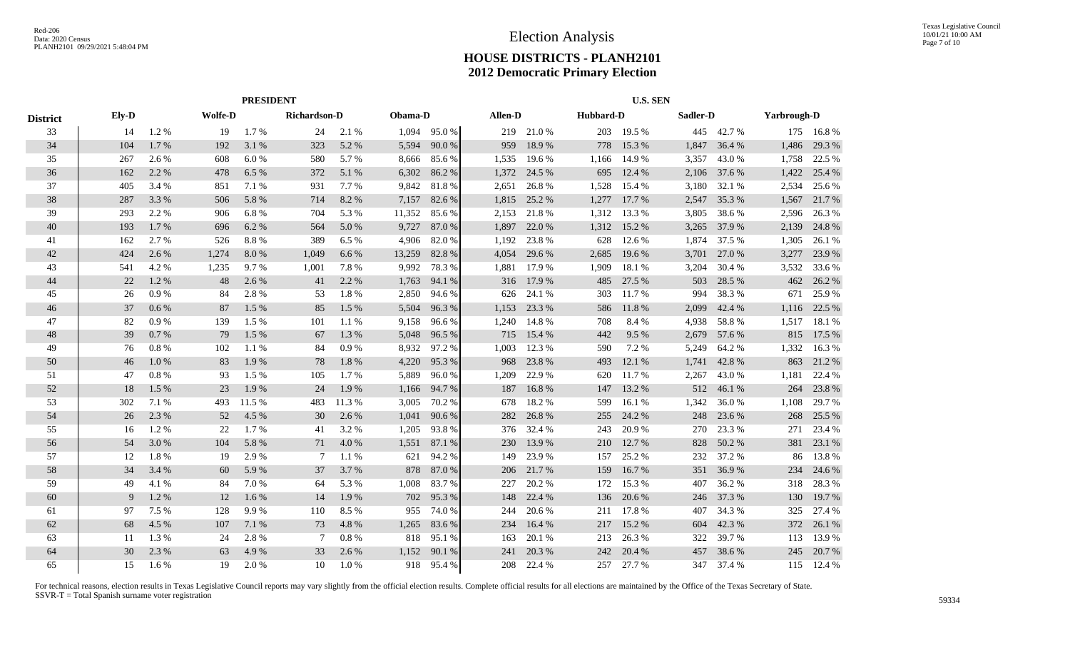# Election Analysis

## HOUSE DISTRICTS - PLANH2101
## 2012 Democratic Primary Election

| | PRESIDENT | | | | | | | | U.S. SEN | | | | | | | |
|---|---|---|---|---|---|---|---|---|---|---|---|---|---|---|---|---|
| **District** | **Ely-D** | | **Wolfe-D** | | **Richardson-D** | | **Obama-D** | | **Allen-D** | | **Hubbard-D** | | **Sadler-D** | | **Yarbrough-D** | |
| 33 | 14 | 1.2 % | 19 | 1.7 % | 24 | 2.1 % | 1,094 | 95.0 % | 219 | 21.0 % | 203 | 19.5 % | 445 | 42.7 % | 175 | 16.8 % |
| 34 | 104 | 1.7 % | 192 | 3.1 % | 323 | 5.2 % | 5,594 | 90.0 % | 959 | 18.9 % | 778 | 15.3 % | 1,847 | 36.4 % | 1,486 | 29.3 % |
| 35 | 267 | 2.6 % | 608 | 6.0 % | 580 | 5.7 % | 8,666 | 85.6 % | 1,535 | 19.6 % | 1,166 | 14.9 % | 3,357 | 43.0 % | 1,758 | 22.5 % |
| 36 | 162 | 2.2 % | 478 | 6.5 % | 372 | 5.1 % | 6,302 | 86.2 % | 1,372 | 24.5 % | 695 | 12.4 % | 2,106 | 37.6 % | 1,422 | 25.4 % |
| 37 | 405 | 3.4 % | 851 | 7.1 % | 931 | 7.7 % | 9,842 | 81.8 % | 2,651 | 26.8 % | 1,528 | 15.4 % | 3,180 | 32.1 % | 2,534 | 25.6 % |
| 38 | 287 | 3.3 % | 506 | 5.8 % | 714 | 8.2 % | 7,157 | 82.6 % | 1,815 | 25.2 % | 1,277 | 17.7 % | 2,547 | 35.3 % | 1,567 | 21.7 % |
| 39 | 293 | 2.2 % | 906 | 6.8 % | 704 | 5.3 % | 11,352 | 85.6 % | 2,153 | 21.8 % | 1,312 | 13.3 % | 3,805 | 38.6 % | 2,596 | 26.3 % |
| 40 | 193 | 1.7 % | 696 | 6.2 % | 564 | 5.0 % | 9,727 | 87.0 % | 1,897 | 22.0 % | 1,312 | 15.2 % | 3,265 | 37.9 % | 2,139 | 24.8 % |
| 41 | 162 | 2.7 % | 526 | 8.8 % | 389 | 6.5 % | 4,906 | 82.0 % | 1,192 | 23.8 % | 628 | 12.6 % | 1,874 | 37.5 % | 1,305 | 26.1 % |
| 42 | 424 | 2.6 % | 1,274 | 8.0 % | 1,049 | 6.6 % | 13,259 | 82.8 % | 4,054 | 29.6 % | 2,685 | 19.6 % | 3,701 | 27.0 % | 3,277 | 23.9 % |
| 43 | 541 | 4.2 % | 1,235 | 9.7 % | 1,001 | 7.8 % | 9,992 | 78.3 % | 1,881 | 17.9 % | 1,909 | 18.1 % | 3,204 | 30.4 % | 3,532 | 33.6 % |
| 44 | 22 | 1.2 % | 48 | 2.6 % | 41 | 2.2 % | 1,763 | 94.1 % | 316 | 17.9 % | 485 | 27.5 % | 503 | 28.5 % | 462 | 26.2 % |
| 45 | 26 | 0.9 % | 84 | 2.8 % | 53 | 1.8 % | 2,850 | 94.6 % | 626 | 24.1 % | 303 | 11.7 % | 994 | 38.3 % | 671 | 25.9 % |
| 46 | 37 | 0.6 % | 87 | 1.5 % | 85 | 1.5 % | 5,504 | 96.3 % | 1,153 | 23.3 % | 586 | 11.8 % | 2,099 | 42.4 % | 1,116 | 22.5 % |
| 47 | 82 | 0.9 % | 139 | 1.5 % | 101 | 1.1 % | 9,158 | 96.6 % | 1,240 | 14.8 % | 708 | 8.4 % | 4,938 | 58.8 % | 1,517 | 18.1 % |
| 48 | 39 | 0.7 % | 79 | 1.5 % | 67 | 1.3 % | 5,048 | 96.5 % | 715 | 15.4 % | 442 | 9.5 % | 2,679 | 57.6 % | 815 | 17.5 % |
| 49 | 76 | 0.8 % | 102 | 1.1 % | 84 | 0.9 % | 8,932 | 97.2 % | 1,003 | 12.3 % | 590 | 7.2 % | 5,249 | 64.2 % | 1,332 | 16.3 % |
| 50 | 46 | 1.0 % | 83 | 1.9 % | 78 | 1.8 % | 4,220 | 95.3 % | 968 | 23.8 % | 493 | 12.1 % | 1,741 | 42.8 % | 863 | 21.2 % |
| 51 | 47 | 0.8 % | 93 | 1.5 % | 105 | 1.7 % | 5,889 | 96.0 % | 1,209 | 22.9 % | 620 | 11.7 % | 2,267 | 43.0 % | 1,181 | 22.4 % |
| 52 | 18 | 1.5 % | 23 | 1.9 % | 24 | 1.9 % | 1,166 | 94.7 % | 187 | 16.8 % | 147 | 13.2 % | 512 | 46.1 % | 264 | 23.8 % |
| 53 | 302 | 7.1 % | 493 | 11.5 % | 483 | 11.3 % | 3,005 | 70.2 % | 678 | 18.2 % | 599 | 16.1 % | 1,342 | 36.0 % | 1,108 | 29.7 % |
| 54 | 26 | 2.3 % | 52 | 4.5 % | 30 | 2.6 % | 1,041 | 90.6 % | 282 | 26.8 % | 255 | 24.2 % | 248 | 23.6 % | 268 | 25.5 % |
| 55 | 16 | 1.2 % | 22 | 1.7 % | 41 | 3.2 % | 1,205 | 93.8 % | 376 | 32.4 % | 243 | 20.9 % | 270 | 23.3 % | 271 | 23.4 % |
| 56 | 54 | 3.0 % | 104 | 5.8 % | 71 | 4.0 % | 1,551 | 87.1 % | 230 | 13.9 % | 210 | 12.7 % | 828 | 50.2 % | 381 | 23.1 % |
| 57 | 12 | 1.8 % | 19 | 2.9 % | 7 | 1.1 % | 621 | 94.2 % | 149 | 23.9 % | 157 | 25.2 % | 232 | 37.2 % | 86 | 13.8 % |
| 58 | 34 | 3.4 % | 60 | 5.9 % | 37 | 3.7 % | 878 | 87.0 % | 206 | 21.7 % | 159 | 16.7 % | 351 | 36.9 % | 234 | 24.6 % |
| 59 | 49 | 4.1 % | 84 | 7.0 % | 64 | 5.3 % | 1,008 | 83.7 % | 227 | 20.2 % | 172 | 15.3 % | 407 | 36.2 % | 318 | 28.3 % |
| 60 | 9 | 1.2 % | 12 | 1.6 % | 14 | 1.9 % | 702 | 95.3 % | 148 | 22.4 % | 136 | 20.6 % | 246 | 37.3 % | 130 | 19.7 % |
| 61 | 97 | 7.5 % | 128 | 9.9 % | 110 | 8.5 % | 955 | 74.0 % | 244 | 20.6 % | 211 | 17.8 % | 407 | 34.3 % | 325 | 27.4 % |
| 62 | 68 | 4.5 % | 107 | 7.1 % | 73 | 4.8 % | 1,265 | 83.6 % | 234 | 16.4 % | 217 | 15.2 % | 604 | 42.3 % | 372 | 26.1 % |
| 63 | 11 | 1.3 % | 24 | 2.8 % | 7 | 0.8 % | 818 | 95.1 % | 163 | 20.1 % | 213 | 26.3 % | 322 | 39.7 % | 113 | 13.9 % |
| 64 | 30 | 2.3 % | 63 | 4.9 % | 33 | 2.6 % | 1,152 | 90.1 % | 241 | 20.3 % | 242 | 20.4 % | 457 | 38.6 % | 245 | 20.7 % |
| 65 | 15 | 1.6 % | 19 | 2.0 % | 10 | 1.0 % | 918 | 95.4 % | 208 | 22.4 % | 257 | 27.7 % | 347 | 37.4 % | 115 | 12.4 % |

For technical reasons, election results in Texas Legislative Council reports may vary slightly from the official election results. Complete official results for all elections are maintained by the Office of the Texas Secretary of State.
SSVR-T = Total Spanish surname voter registration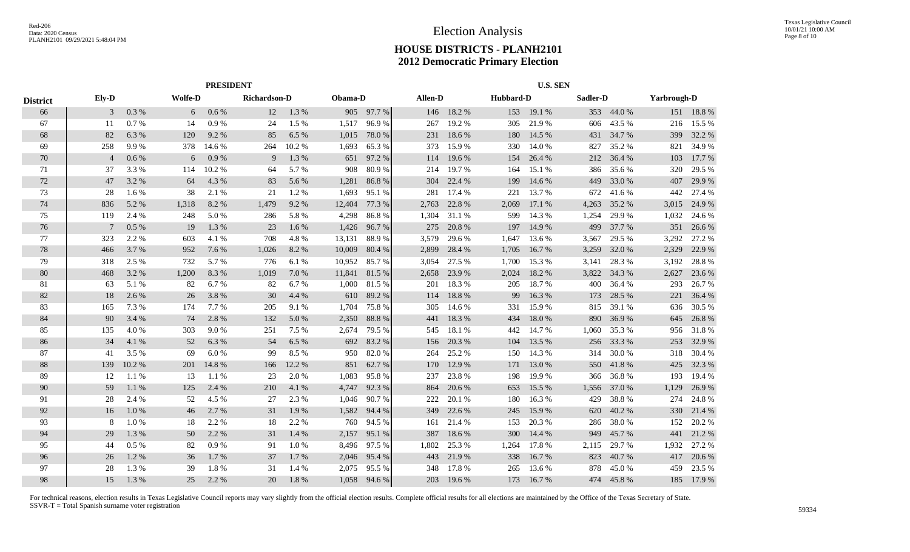# Election Analysis

## HOUSE DISTRICTS - PLANH2101
## 2012 Democratic Primary Election

| District | PRESIDENT | | | | | | | | U.S. SEN | | | | | | | |
|---|---|---|---|---|---|---|---|---|---|---|---|---|---|---|---|---|
| | Ely-D | | Wolfe-D | | Richardson-D | | Obama-D | | Allen-D | | Hubbard-D | | Sadler-D | | Yarbrough-D | |
| 66 | 3 | 0.3 % | 6 | 0.6 % | 12 | 1.3 % | 905 | 97.7 % | 146 | 18.2 % | 153 | 19.1 % | 353 | 44.0 % | 151 | 18.8 % |
| 67 | 11 | 0.7 % | 14 | 0.9 % | 24 | 1.5 % | 1,517 | 96.9 % | 267 | 19.2 % | 305 | 21.9 % | 606 | 43.5 % | 216 | 15.5 % |
| 68 | 82 | 6.3 % | 120 | 9.2 % | 85 | 6.5 % | 1,015 | 78.0 % | 231 | 18.6 % | 180 | 14.5 % | 431 | 34.7 % | 399 | 32.2 % |
| 69 | 258 | 9.9 % | 378 | 14.6 % | 264 | 10.2 % | 1,693 | 65.3 % | 373 | 15.9 % | 330 | 14.0 % | 827 | 35.2 % | 821 | 34.9 % |
| 70 | 4 | 0.6 % | 6 | 0.9 % | 9 | 1.3 % | 651 | 97.2 % | 114 | 19.6 % | 154 | 26.4 % | 212 | 36.4 % | 103 | 17.7 % |
| 71 | 37 | 3.3 % | 114 | 10.2 % | 64 | 5.7 % | 908 | 80.9 % | 214 | 19.7 % | 164 | 15.1 % | 386 | 35.6 % | 320 | 29.5 % |
| 72 | 47 | 3.2 % | 64 | 4.3 % | 83 | 5.6 % | 1,281 | 86.8 % | 304 | 22.4 % | 199 | 14.6 % | 449 | 33.0 % | 407 | 29.9 % |
| 73 | 28 | 1.6 % | 38 | 2.1 % | 21 | 1.2 % | 1,693 | 95.1 % | 281 | 17.4 % | 221 | 13.7 % | 672 | 41.6 % | 442 | 27.4 % |
| 74 | 836 | 5.2 % | 1,318 | 8.2 % | 1,479 | 9.2 % | 12,404 | 77.3 % | 2,763 | 22.8 % | 2,069 | 17.1 % | 4,263 | 35.2 % | 3,015 | 24.9 % |
| 75 | 119 | 2.4 % | 248 | 5.0 % | 286 | 5.8 % | 4,298 | 86.8 % | 1,304 | 31.1 % | 599 | 14.3 % | 1,254 | 29.9 % | 1,032 | 24.6 % |
| 76 | 7 | 0.5 % | 19 | 1.3 % | 23 | 1.6 % | 1,426 | 96.7 % | 275 | 20.8 % | 197 | 14.9 % | 499 | 37.7 % | 351 | 26.6 % |
| 77 | 323 | 2.2 % | 603 | 4.1 % | 708 | 4.8 % | 13,131 | 88.9 % | 3,579 | 29.6 % | 1,647 | 13.6 % | 3,567 | 29.5 % | 3,292 | 27.2 % |
| 78 | 466 | 3.7 % | 952 | 7.6 % | 1,026 | 8.2 % | 10,009 | 80.4 % | 2,899 | 28.4 % | 1,705 | 16.7 % | 3,259 | 32.0 % | 2,329 | 22.9 % |
| 79 | 318 | 2.5 % | 732 | 5.7 % | 776 | 6.1 % | 10,952 | 85.7 % | 3,054 | 27.5 % | 1,700 | 15.3 % | 3,141 | 28.3 % | 3,192 | 28.8 % |
| 80 | 468 | 3.2 % | 1,200 | 8.3 % | 1,019 | 7.0 % | 11,841 | 81.5 % | 2,658 | 23.9 % | 2,024 | 18.2 % | 3,822 | 34.3 % | 2,627 | 23.6 % |
| 81 | 63 | 5.1 % | 82 | 6.7 % | 82 | 6.7 % | 1,000 | 81.5 % | 201 | 18.3 % | 205 | 18.7 % | 400 | 36.4 % | 293 | 26.7 % |
| 82 | 18 | 2.6 % | 26 | 3.8 % | 30 | 4.4 % | 610 | 89.2 % | 114 | 18.8 % | 99 | 16.3 % | 173 | 28.5 % | 221 | 36.4 % |
| 83 | 165 | 7.3 % | 174 | 7.7 % | 205 | 9.1 % | 1,704 | 75.8 % | 305 | 14.6 % | 331 | 15.9 % | 815 | 39.1 % | 636 | 30.5 % |
| 84 | 90 | 3.4 % | 74 | 2.8 % | 132 | 5.0 % | 2,350 | 88.8 % | 441 | 18.3 % | 434 | 18.0 % | 890 | 36.9 % | 645 | 26.8 % |
| 85 | 135 | 4.0 % | 303 | 9.0 % | 251 | 7.5 % | 2,674 | 79.5 % | 545 | 18.1 % | 442 | 14.7 % | 1,060 | 35.3 % | 956 | 31.8 % |
| 86 | 34 | 4.1 % | 52 | 6.3 % | 54 | 6.5 % | 692 | 83.2 % | 156 | 20.3 % | 104 | 13.5 % | 256 | 33.3 % | 253 | 32.9 % |
| 87 | 41 | 3.5 % | 69 | 6.0 % | 99 | 8.5 % | 950 | 82.0 % | 264 | 25.2 % | 150 | 14.3 % | 314 | 30.0 % | 318 | 30.4 % |
| 88 | 139 | 10.2 % | 201 | 14.8 % | 166 | 12.2 % | 851 | 62.7 % | 170 | 12.9 % | 171 | 13.0 % | 550 | 41.8 % | 425 | 32.3 % |
| 89 | 12 | 1.1 % | 13 | 1.1 % | 23 | 2.0 % | 1,083 | 95.8 % | 237 | 23.8 % | 198 | 19.9 % | 366 | 36.8 % | 193 | 19.4 % |
| 90 | 59 | 1.1 % | 125 | 2.4 % | 210 | 4.1 % | 4,747 | 92.3 % | 864 | 20.6 % | 653 | 15.5 % | 1,556 | 37.0 % | 1,129 | 26.9 % |
| 91 | 28 | 2.4 % | 52 | 4.5 % | 27 | 2.3 % | 1,046 | 90.7 % | 222 | 20.1 % | 180 | 16.3 % | 429 | 38.8 % | 274 | 24.8 % |
| 92 | 16 | 1.0 % | 46 | 2.7 % | 31 | 1.9 % | 1,582 | 94.4 % | 349 | 22.6 % | 245 | 15.9 % | 620 | 40.2 % | 330 | 21.4 % |
| 93 | 8 | 1.0 % | 18 | 2.2 % | 18 | 2.2 % | 760 | 94.5 % | 161 | 21.4 % | 153 | 20.3 % | 286 | 38.0 % | 152 | 20.2 % |
| 94 | 29 | 1.3 % | 50 | 2.2 % | 31 | 1.4 % | 2,157 | 95.1 % | 387 | 18.6 % | 300 | 14.4 % | 949 | 45.7 % | 441 | 21.2 % |
| 95 | 44 | 0.5 % | 82 | 0.9 % | 91 | 1.0 % | 8,496 | 97.5 % | 1,802 | 25.3 % | 1,264 | 17.8 % | 2,115 | 29.7 % | 1,932 | 27.2 % |
| 96 | 26 | 1.2 % | 36 | 1.7 % | 37 | 1.7 % | 2,046 | 95.4 % | 443 | 21.9 % | 338 | 16.7 % | 823 | 40.7 % | 417 | 20.6 % |
| 97 | 28 | 1.3 % | 39 | 1.8 % | 31 | 1.4 % | 2,075 | 95.5 % | 348 | 17.8 % | 265 | 13.6 % | 878 | 45.0 % | 459 | 23.5 % |
| 98 | 15 | 1.3 % | 25 | 2.2 % | 20 | 1.8 % | 1,058 | 94.6 % | 203 | 19.6 % | 173 | 16.7 % | 474 | 45.8 % | 185 | 17.9 % |

For technical reasons, election results in Texas Legislative Council reports may vary slightly from the official election results. Complete official results for all elections are maintained by the Office of the Texas Secretary of State.
SSVR-T = Total Spanish surname voter registration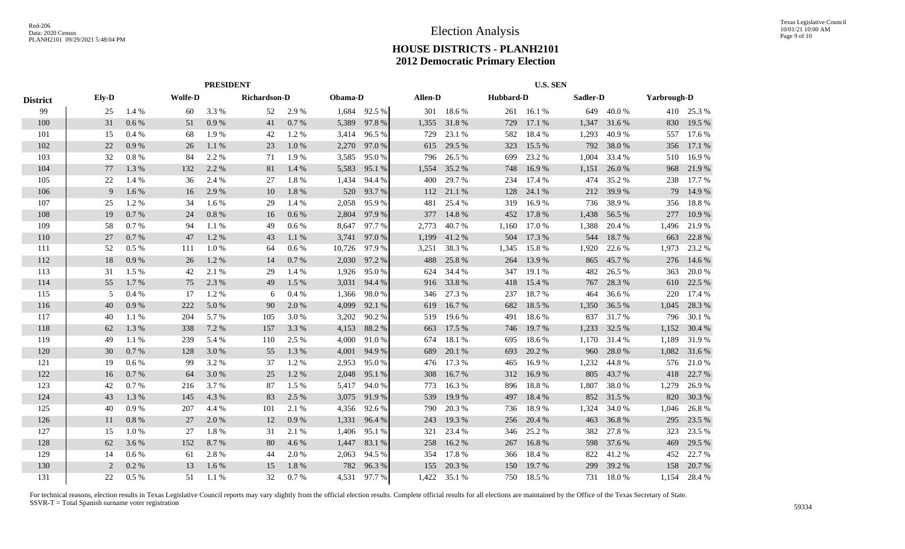# Election Analysis

## HOUSE DISTRICTS - PLANH2101
## 2012 Democratic Primary Election

| | PRESIDENT | | | | | | | | U.S. SEN | | | | | | | |
|---|---|---|---|---|---|---|---|---|---|---|---|---|---|---|---|---|
| **District** | **Ely-D** | | **Wolfe-D** | | **Richardson-D** | | **Obama-D** | | **Allen-D** | | **Hubbard-D** | | **Sadler-D** | | **Yarbrough-D** | |
| 99 | 25 | 1.4 % | 60 | 3.3 % | 52 | 2.9 % | 1,684 | 92.5 % | 301 | 18.6 % | 261 | 16.1 % | 649 | 40.0 % | 410 | 25.3 % |
| 100 | 31 | 0.6 % | 51 | 0.9 % | 41 | 0.7 % | 5,389 | 97.8 % | 1,355 | 31.8 % | 729 | 17.1 % | 1,347 | 31.6 % | 830 | 19.5 % |
| 101 | 15 | 0.4 % | 68 | 1.9 % | 42 | 1.2 % | 3,414 | 96.5 % | 729 | 23.1 % | 582 | 18.4 % | 1,293 | 40.9 % | 557 | 17.6 % |
| 102 | 22 | 0.9 % | 26 | 1.1 % | 23 | 1.0 % | 2,270 | 97.0 % | 615 | 29.5 % | 323 | 15.5 % | 792 | 38.0 % | 356 | 17.1 % |
| 103 | 32 | 0.8 % | 84 | 2.2 % | 71 | 1.9 % | 3,585 | 95.0 % | 796 | 26.5 % | 699 | 23.2 % | 1,004 | 33.4 % | 510 | 16.9 % |
| 104 | 77 | 1.3 % | 132 | 2.2 % | 81 | 1.4 % | 5,583 | 95.1 % | 1,554 | 35.2 % | 748 | 16.9 % | 1,151 | 26.0 % | 968 | 21.9 % |
| 105 | 22 | 1.4 % | 36 | 2.4 % | 27 | 1.8 % | 1,434 | 94.4 % | 400 | 29.7 % | 234 | 17.4 % | 474 | 35.2 % | 238 | 17.7 % |
| 106 | 9 | 1.6 % | 16 | 2.9 % | 10 | 1.8 % | 520 | 93.7 % | 112 | 21.1 % | 128 | 24.1 % | 212 | 39.9 % | 79 | 14.9 % |
| 107 | 25 | 1.2 % | 34 | 1.6 % | 29 | 1.4 % | 2,058 | 95.9 % | 481 | 25.4 % | 319 | 16.9 % | 736 | 38.9 % | 356 | 18.8 % |
| 108 | 19 | 0.7 % | 24 | 0.8 % | 16 | 0.6 % | 2,804 | 97.9 % | 377 | 14.8 % | 452 | 17.8 % | 1,438 | 56.5 % | 277 | 10.9 % |
| 109 | 58 | 0.7 % | 94 | 1.1 % | 49 | 0.6 % | 8,647 | 97.7 % | 2,773 | 40.7 % | 1,160 | 17.0 % | 1,388 | 20.4 % | 1,496 | 21.9 % |
| 110 | 27 | 0.7 % | 47 | 1.2 % | 43 | 1.1 % | 3,741 | 97.0 % | 1,199 | 41.2 % | 504 | 17.3 % | 544 | 18.7 % | 663 | 22.8 % |
| 111 | 52 | 0.5 % | 111 | 1.0 % | 64 | 0.6 % | 10,726 | 97.9 % | 3,251 | 38.3 % | 1,345 | 15.8 % | 1,920 | 22.6 % | 1,973 | 23.2 % |
| 112 | 18 | 0.9 % | 26 | 1.2 % | 14 | 0.7 % | 2,030 | 97.2 % | 488 | 25.8 % | 264 | 13.9 % | 865 | 45.7 % | 276 | 14.6 % |
| 113 | 31 | 1.5 % | 42 | 2.1 % | 29 | 1.4 % | 1,926 | 95.0 % | 624 | 34.4 % | 347 | 19.1 % | 482 | 26.5 % | 363 | 20.0 % |
| 114 | 55 | 1.7 % | 75 | 2.3 % | 49 | 1.5 % | 3,031 | 94.4 % | 916 | 33.8 % | 418 | 15.4 % | 767 | 28.3 % | 610 | 22.5 % |
| 115 | 5 | 0.4 % | 17 | 1.2 % | 6 | 0.4 % | 1,366 | 98.0 % | 346 | 27.3 % | 237 | 18.7 % | 464 | 36.6 % | 220 | 17.4 % |
| 116 | 40 | 0.9 % | 222 | 5.0 % | 90 | 2.0 % | 4,099 | 92.1 % | 619 | 16.7 % | 682 | 18.5 % | 1,350 | 36.5 % | 1,045 | 28.3 % |
| 117 | 40 | 1.1 % | 204 | 5.7 % | 105 | 3.0 % | 3,202 | 90.2 % | 519 | 19.6 % | 491 | 18.6 % | 837 | 31.7 % | 796 | 30.1 % |
| 118 | 62 | 1.3 % | 338 | 7.2 % | 157 | 3.3 % | 4,153 | 88.2 % | 663 | 17.5 % | 746 | 19.7 % | 1,233 | 32.5 % | 1,152 | 30.4 % |
| 119 | 49 | 1.1 % | 239 | 5.4 % | 110 | 2.5 % | 4,000 | 91.0 % | 674 | 18.1 % | 695 | 18.6 % | 1,170 | 31.4 % | 1,189 | 31.9 % |
| 120 | 30 | 0.7 % | 128 | 3.0 % | 55 | 1.3 % | 4,001 | 94.9 % | 689 | 20.1 % | 693 | 20.2 % | 960 | 28.0 % | 1,082 | 31.6 % |
| 121 | 19 | 0.6 % | 99 | 3.2 % | 37 | 1.2 % | 2,953 | 95.0 % | 476 | 17.3 % | 465 | 16.9 % | 1,232 | 44.8 % | 576 | 21.0 % |
| 122 | 16 | 0.7 % | 64 | 3.0 % | 25 | 1.2 % | 2,048 | 95.1 % | 308 | 16.7 % | 312 | 16.9 % | 805 | 43.7 % | 418 | 22.7 % |
| 123 | 42 | 0.7 % | 216 | 3.7 % | 87 | 1.5 % | 5,417 | 94.0 % | 773 | 16.3 % | 896 | 18.8 % | 1,807 | 38.0 % | 1,279 | 26.9 % |
| 124 | 43 | 1.3 % | 145 | 4.3 % | 83 | 2.5 % | 3,075 | 91.9 % | 539 | 19.9 % | 497 | 18.4 % | 852 | 31.5 % | 820 | 30.3 % |
| 125 | 40 | 0.9 % | 207 | 4.4 % | 101 | 2.1 % | 4,356 | 92.6 % | 790 | 20.3 % | 736 | 18.9 % | 1,324 | 34.0 % | 1,046 | 26.8 % |
| 126 | 11 | 0.8 % | 27 | 2.0 % | 12 | 0.9 % | 1,331 | 96.4 % | 243 | 19.3 % | 256 | 20.4 % | 463 | 36.8 % | 295 | 23.5 % |
| 127 | 15 | 1.0 % | 27 | 1.8 % | 31 | 2.1 % | 1,406 | 95.1 % | 321 | 23.4 % | 346 | 25.2 % | 382 | 27.8 % | 323 | 23.5 % |
| 128 | 62 | 3.6 % | 152 | 8.7 % | 80 | 4.6 % | 1,447 | 83.1 % | 258 | 16.2 % | 267 | 16.8 % | 598 | 37.6 % | 469 | 29.5 % |
| 129 | 14 | 0.6 % | 61 | 2.8 % | 44 | 2.0 % | 2,063 | 94.5 % | 354 | 17.8 % | 366 | 18.4 % | 822 | 41.2 % | 452 | 22.7 % |
| 130 | 2 | 0.2 % | 13 | 1.6 % | 15 | 1.8 % | 782 | 96.3 % | 155 | 20.3 % | 150 | 19.7 % | 299 | 39.2 % | 158 | 20.7 % |
| 131 | 22 | 0.5 % | 51 | 1.1 % | 32 | 0.7 % | 4,531 | 97.7 % | 1,422 | 35.1 % | 750 | 18.5 % | 731 | 18.0 % | 1,154 | 28.4 % |

For technical reasons, election results in Texas Legislative Council reports may vary slightly from the official election results. Complete official results for all elections are maintained by the Office of the Texas Secretary of State.
SSVR-T = Total Spanish surname voter registration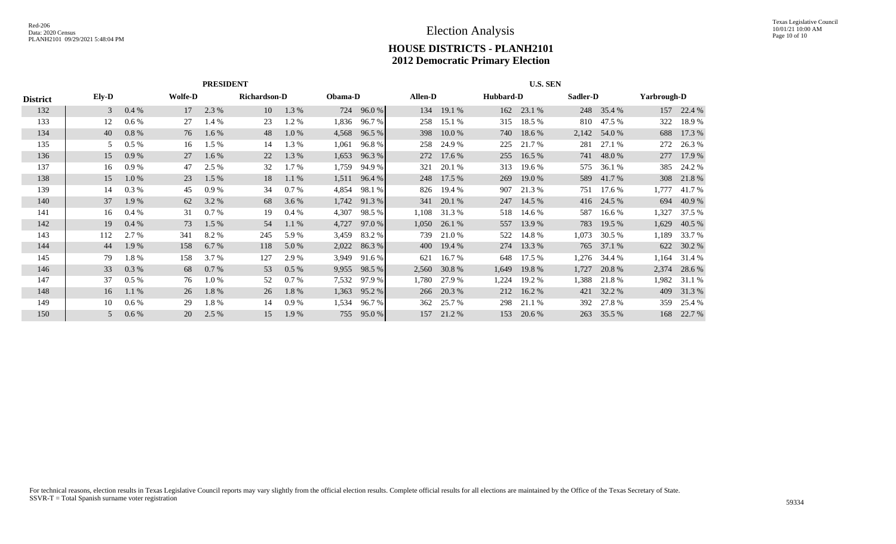Red-206
Data: 2020 Census
PLANH2101 09/29/2021 5:48:04 PM

# Election Analysis

## HOUSE DISTRICTS - PLANH2101
## 2012 Democratic Primary Election

| | PRESIDENT | | | | | | | | U.S. SEN | | | | | | | |
|---|---|---|---|---|---|---|---|---|---|---|---|---|---|---|---|---|
| District | Ely-D | | Wolfe-D | | Richardson-D | | Obama-D | | Allen-D | | Hubbard-D | | Sadler-D | | Yarbrough-D | |
| 132 | 3 | 0.4 % | 17 | 2.3 % | 10 | 1.3 % | 724 | 96.0 % | 134 | 19.1 % | 162 | 23.1 % | 248 | 35.4 % | 157 | 22.4 % |
| 133 | 12 | 0.6 % | 27 | 1.4 % | 23 | 1.2 % | 1,836 | 96.7 % | 258 | 15.1 % | 315 | 18.5 % | 810 | 47.5 % | 322 | 18.9 % |
| 134 | 40 | 0.8 % | 76 | 1.6 % | 48 | 1.0 % | 4,568 | 96.5 % | 398 | 10.0 % | 740 | 18.6 % | 2,142 | 54.0 % | 688 | 17.3 % |
| 135 | 5 | 0.5 % | 16 | 1.5 % | 14 | 1.3 % | 1,061 | 96.8 % | 258 | 24.9 % | 225 | 21.7 % | 281 | 27.1 % | 272 | 26.3 % |
| 136 | 15 | 0.9 % | 27 | 1.6 % | 22 | 1.3 % | 1,653 | 96.3 % | 272 | 17.6 % | 255 | 16.5 % | 741 | 48.0 % | 277 | 17.9 % |
| 137 | 16 | 0.9 % | 47 | 2.5 % | 32 | 1.7 % | 1,759 | 94.9 % | 321 | 20.1 % | 313 | 19.6 % | 575 | 36.1 % | 385 | 24.2 % |
| 138 | 15 | 1.0 % | 23 | 1.5 % | 18 | 1.1 % | 1,511 | 96.4 % | 248 | 17.5 % | 269 | 19.0 % | 589 | 41.7 % | 308 | 21.8 % |
| 139 | 14 | 0.3 % | 45 | 0.9 % | 34 | 0.7 % | 4,854 | 98.1 % | 826 | 19.4 % | 907 | 21.3 % | 751 | 17.6 % | 1,777 | 41.7 % |
| 140 | 37 | 1.9 % | 62 | 3.2 % | 68 | 3.6 % | 1,742 | 91.3 % | 341 | 20.1 % | 247 | 14.5 % | 416 | 24.5 % | 694 | 40.9 % |
| 141 | 16 | 0.4 % | 31 | 0.7 % | 19 | 0.4 % | 4,307 | 98.5 % | 1,108 | 31.3 % | 518 | 14.6 % | 587 | 16.6 % | 1,327 | 37.5 % |
| 142 | 19 | 0.4 % | 73 | 1.5 % | 54 | 1.1 % | 4,727 | 97.0 % | 1,050 | 26.1 % | 557 | 13.9 % | 783 | 19.5 % | 1,629 | 40.5 % |
| 143 | 112 | 2.7 % | 341 | 8.2 % | 245 | 5.9 % | 3,459 | 83.2 % | 739 | 21.0 % | 522 | 14.8 % | 1,073 | 30.5 % | 1,189 | 33.7 % |
| 144 | 44 | 1.9 % | 158 | 6.7 % | 118 | 5.0 % | 2,022 | 86.3 % | 400 | 19.4 % | 274 | 13.3 % | 765 | 37.1 % | 622 | 30.2 % |
| 145 | 79 | 1.8 % | 158 | 3.7 % | 127 | 2.9 % | 3,949 | 91.6 % | 621 | 16.7 % | 648 | 17.5 % | 1,276 | 34.4 % | 1,164 | 31.4 % |
| 146 | 33 | 0.3 % | 68 | 0.7 % | 53 | 0.5 % | 9,955 | 98.5 % | 2,560 | 30.8 % | 1,649 | 19.8 % | 1,727 | 20.8 % | 2,374 | 28.6 % |
| 147 | 37 | 0.5 % | 76 | 1.0 % | 52 | 0.7 % | 7,532 | 97.9 % | 1,780 | 27.9 % | 1,224 | 19.2 % | 1,388 | 21.8 % | 1,982 | 31.1 % |
| 148 | 16 | 1.1 % | 26 | 1.8 % | 26 | 1.8 % | 1,363 | 95.2 % | 266 | 20.3 % | 212 | 16.2 % | 421 | 32.2 % | 409 | 31.3 % |
| 149 | 10 | 0.6 % | 29 | 1.8 % | 14 | 0.9 % | 1,534 | 96.7 % | 362 | 25.7 % | 298 | 21.1 % | 392 | 27.8 % | 359 | 25.4 % |
| 150 | 5 | 0.6 % | 20 | 2.5 % | 15 | 1.9 % | 755 | 95.0 % | 157 | 21.2 % | 153 | 20.6 % | 263 | 35.5 % | 168 | 22.7 % |

For technical reasons, election results in Texas Legislative Council reports may vary slightly from the official election results. Complete official results for all elections are maintained by the Office of the Texas Secretary of State.
SSVR-T = Total Spanish surname voter registration

59334